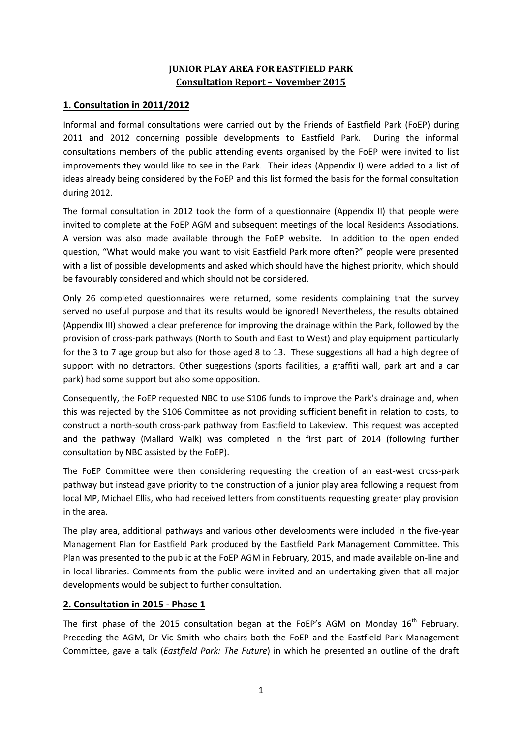# JUNIOR PLAY AREA FOR EASTFIELD PARK
## Consultation Report – November 2015

## 1. Consultation in 2011/2012

Informal and formal consultations were carried out by the Friends of Eastfield Park (FoEP) during 2011 and 2012 concerning possible developments to Eastfield Park. During the informal consultations members of the public attending events organised by the FoEP were invited to list improvements they would like to see in the Park. Their ideas (Appendix I) were added to a list of ideas already being considered by the FoEP and this list formed the basis for the formal consultation during 2012.

The formal consultation in 2012 took the form of a questionnaire (Appendix II) that people were invited to complete at the FoEP AGM and subsequent meetings of the local Residents Associations. A version was also made available through the FoEP website. In addition to the open ended question, "What would make you want to visit Eastfield Park more often?" people were presented with a list of possible developments and asked which should have the highest priority, which should be favourably considered and which should not be considered.

Only 26 completed questionnaires were returned, some residents complaining that the survey served no useful purpose and that its results would be ignored! Nevertheless, the results obtained (Appendix III) showed a clear preference for improving the drainage within the Park, followed by the provision of cross-park pathways (North to South and East to West) and play equipment particularly for the 3 to 7 age group but also for those aged 8 to 13. These suggestions all had a high degree of support with no detractors. Other suggestions (sports facilities, a graffiti wall, park art and a car park) had some support but also some opposition.

Consequently, the FoEP requested NBC to use S106 funds to improve the Park's drainage and, when this was rejected by the S106 Committee as not providing sufficient benefit in relation to costs, to construct a north-south cross-park pathway from Eastfield to Lakeview. This request was accepted and the pathway (Mallard Walk) was completed in the first part of 2014 (following further consultation by NBC assisted by the FoEP).

The FoEP Committee were then considering requesting the creation of an east-west cross-park pathway but instead gave priority to the construction of a junior play area following a request from local MP, Michael Ellis, who had received letters from constituents requesting greater play provision in the area.

The play area, additional pathways and various other developments were included in the five-year Management Plan for Eastfield Park produced by the Eastfield Park Management Committee. This Plan was presented to the public at the FoEP AGM in February, 2015, and made available on-line and in local libraries. Comments from the public were invited and an undertaking given that all major developments would be subject to further consultation.

## 2. Consultation in 2015 - Phase 1

The first phase of the 2015 consultation began at the FoEP's AGM on Monday 16th February. Preceding the AGM, Dr Vic Smith who chairs both the FoEP and the Eastfield Park Management Committee, gave a talk (*Eastfield Park: The Future*) in which he presented an outline of the draft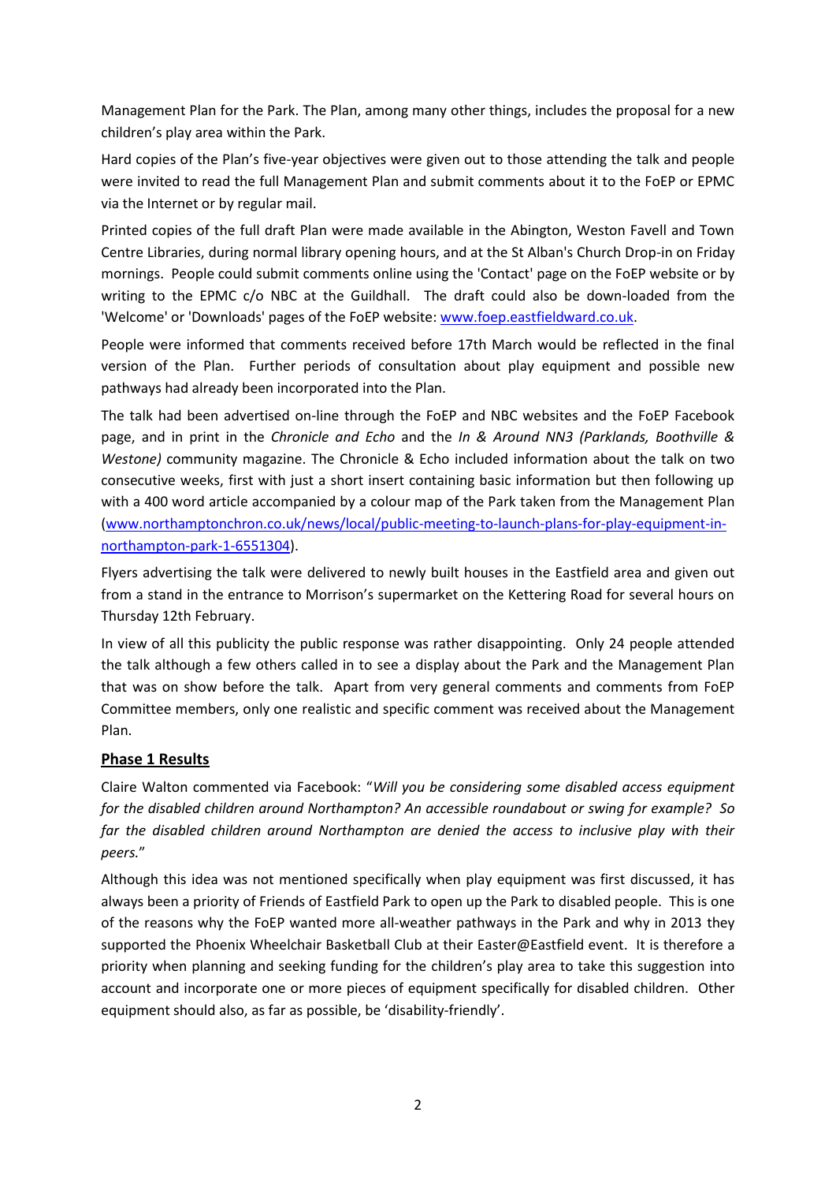Management Plan for the Park. The Plan, among many other things, includes the proposal for a new children's play area within the Park.

Hard copies of the Plan's five-year objectives were given out to those attending the talk and people were invited to read the full Management Plan and submit comments about it to the FoEP or EPMC via the Internet or by regular mail.

Printed copies of the full draft Plan were made available in the Abington, Weston Favell and Town Centre Libraries, during normal library opening hours, and at the St Alban's Church Drop-in on Friday mornings. People could submit comments online using the 'Contact' page on the FoEP website or by writing to the EPMC c/o NBC at the Guildhall. The draft could also be down-loaded from the 'Welcome' or 'Downloads' pages of the FoEP website: [www.foep.eastfieldward.co.uk](www.foep.eastfieldward.co.uk).

People were informed that comments received before 17th March would be reflected in the final version of the Plan. Further periods of consultation about play equipment and possible new pathways had already been incorporated into the Plan.

The talk had been advertised on-line through the FoEP and NBC websites and the FoEP Facebook page, and in print in the *Chronicle and Echo* and the *In & Around NN3 (Parklands, Boothville & Westone)* community magazine. The Chronicle & Echo included information about the talk on two consecutive weeks, first with just a short insert containing basic information but then following up with a 400 word article accompanied by a colour map of the Park taken from the Management Plan ([www.northamptonchron.co.uk/news/local/public-meeting-to-launch-plans-for-play-equipment-in-northampton-park-1-6551304](www.northamptonchron.co.uk/news/local/public-meeting-to-launch-plans-for-play-equipment-in-northampton-park-1-6551304)).

Flyers advertising the talk were delivered to newly built houses in the Eastfield area and given out from a stand in the entrance to Morrison's supermarket on the Kettering Road for several hours on Thursday 12th February.

In view of all this publicity the public response was rather disappointing. Only 24 people attended the talk although a few others called in to see a display about the Park and the Management Plan that was on show before the talk. Apart from very general comments and comments from FoEP Committee members, only one realistic and specific comment was received about the Management Plan.

## Phase 1 Results

Claire Walton commented via Facebook: "*Will you be considering some disabled access equipment for the disabled children around Northampton? An accessible roundabout or swing for example? So far the disabled children around Northampton are denied the access to inclusive play with their peers.*"

Although this idea was not mentioned specifically when play equipment was first discussed, it has always been a priority of Friends of Eastfield Park to open up the Park to disabled people. This is one of the reasons why the FoEP wanted more all-weather pathways in the Park and why in 2013 they supported the Phoenix Wheelchair Basketball Club at their Easter@Eastfield event. It is therefore a priority when planning and seeking funding for the children's play area to take this suggestion into account and incorporate one or more pieces of equipment specifically for disabled children. Other equipment should also, as far as possible, be 'disability-friendly'.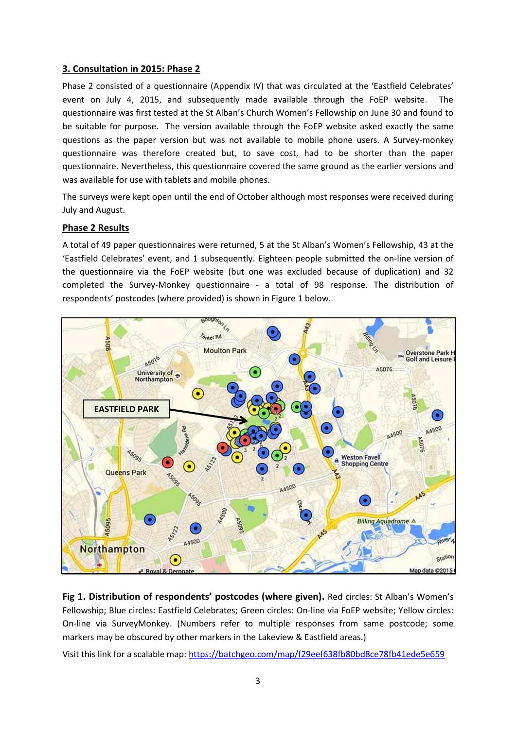## 3. Consultation in 2015: Phase 2

Phase 2 consisted of a questionnaire (Appendix IV) that was circulated at the 'Eastfield Celebrates' event on July 4, 2015, and subsequently made available through the FoEP website. The questionnaire was first tested at the St Alban's Church Women's Fellowship on June 30 and found to be suitable for purpose. The version available through the FoEP website asked exactly the same questions as the paper version but was not available to mobile phone users. A Survey-monkey questionnaire was therefore created but, to save cost, had to be shorter than the paper questionnaire. Nevertheless, this questionnaire covered the same ground as the earlier versions and was available for use with tablets and mobile phones.

The surveys were kept open until the end of October although most responses were received during July and August.

### Phase 2 Results

A total of 49 paper questionnaires were returned, 5 at the St Alban's Women's Fellowship, 43 at the 'Eastfield Celebrates' event, and 1 subsequently. Eighteen people submitted the on-line version of the questionnaire via the FoEP website (but one was excluded because of duplication) and 32 completed the Survey-Monkey questionnaire - a total of 98 response. The distribution of respondents' postcodes (where provided) is shown in Figure 1 below.

**Fig 1. Distribution of respondents' postcodes (where given).** Red circles: St Alban's Women's Fellowship; Blue circles: Eastfield Celebrates; Green circles: On-line via FoEP website; Yellow circles: On-line via SurveyMonkey. (Numbers refer to multiple responses from same postcode; some markers may be obscured by other markers in the Lakeview & Eastfield areas.)

Visit this link for a scalable map: https://batchgeo.com/map/f29eef638fb80bd8ce78fb41ede5e659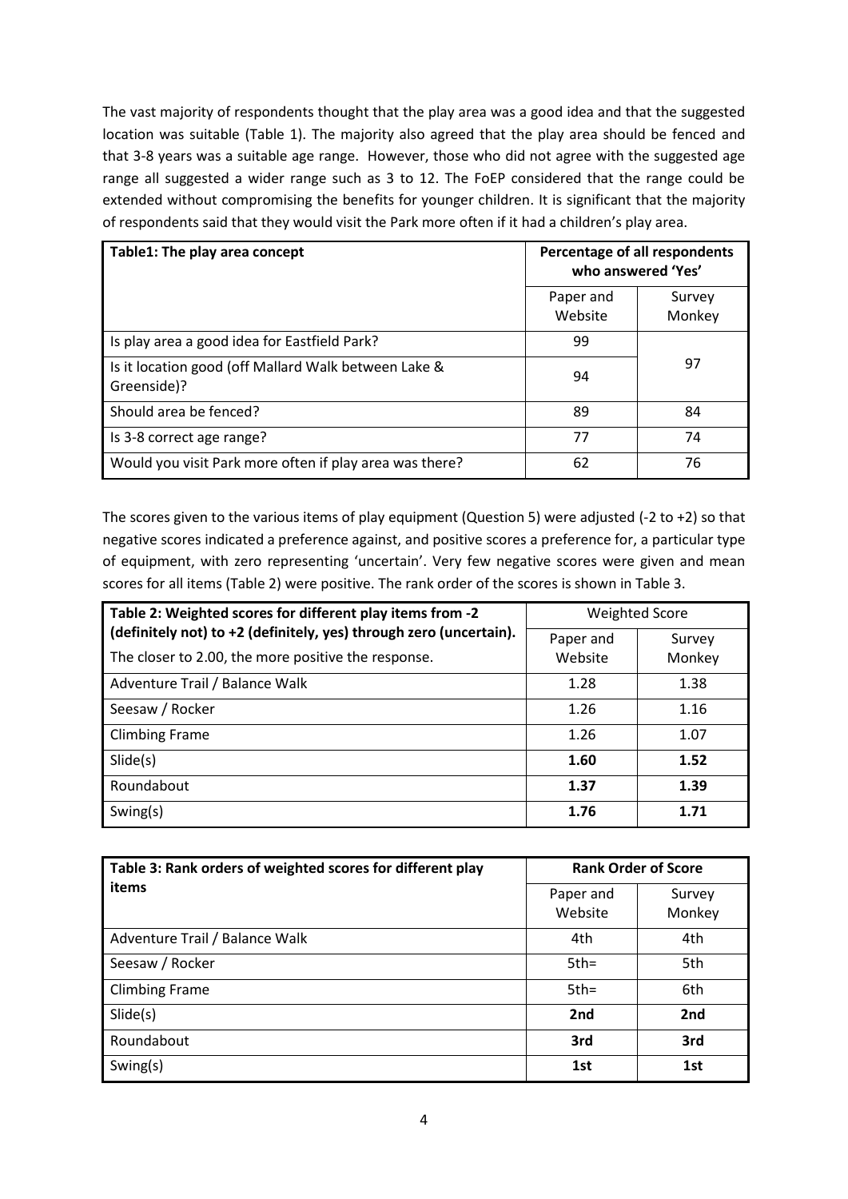The vast majority of respondents thought that the play area was a good idea and that the suggested location was suitable (Table 1). The majority also agreed that the play area should be fenced and that 3-8 years was a suitable age range. However, those who did not agree with the suggested age range all suggested a wider range such as 3 to 12. The FoEP considered that the range could be extended without compromising the benefits for younger children. It is significant that the majority of respondents said that they would visit the Park more often if it had a children's play area.

| **Table1: The play area concept** | **Percentage of all respondents who answered 'Yes'** | |
|---|---|---|
| | Paper and Website | Survey Monkey |
| Is play area a good idea for Eastfield Park? | 99 | 97 |
| Is it location good (off Mallard Walk between Lake & Greenside)? | 94 | |
| Should area be fenced? | 89 | 84 |
| Is 3-8 correct age range? | 77 | 74 |
| Would you visit Park more often if play area was there? | 62 | 76 |

The scores given to the various items of play equipment (Question 5) were adjusted (-2 to +2) so that negative scores indicated a preference against, and positive scores a preference for, a particular type of equipment, with zero representing 'uncertain'. Very few negative scores were given and mean scores for all items (Table 2) were positive. The rank order of the scores is shown in Table 3.

| **Table 2: Weighted scores for different play items from -2 (definitely not) to +2 (definitely, yes) through zero (uncertain).** The closer to 2.00, the more positive the response. | Weighted Score | |
|---|---|---|
| | Paper and Website | Survey Monkey |
| Adventure Trail / Balance Walk | 1.28 | 1.38 |
| Seesaw / Rocker | 1.26 | 1.16 |
| Climbing Frame | 1.26 | 1.07 |
| Slide(s) | **1.60** | **1.52** |
| Roundabout | **1.37** | **1.39** |
| Swing(s) | **1.76** | **1.71** |

| **Table 3: Rank orders of weighted scores for different play items** | **Rank Order of Score** | |
|---|---|---|
| | Paper and Website | Survey Monkey |
| Adventure Trail / Balance Walk | 4th | 4th |
| Seesaw / Rocker | 5th= | 5th |
| Climbing Frame | 5th= | 6th |
| Slide(s) | **2nd** | **2nd** |
| Roundabout | **3rd** | **3rd** |
| Swing(s) | **1st** | **1st** |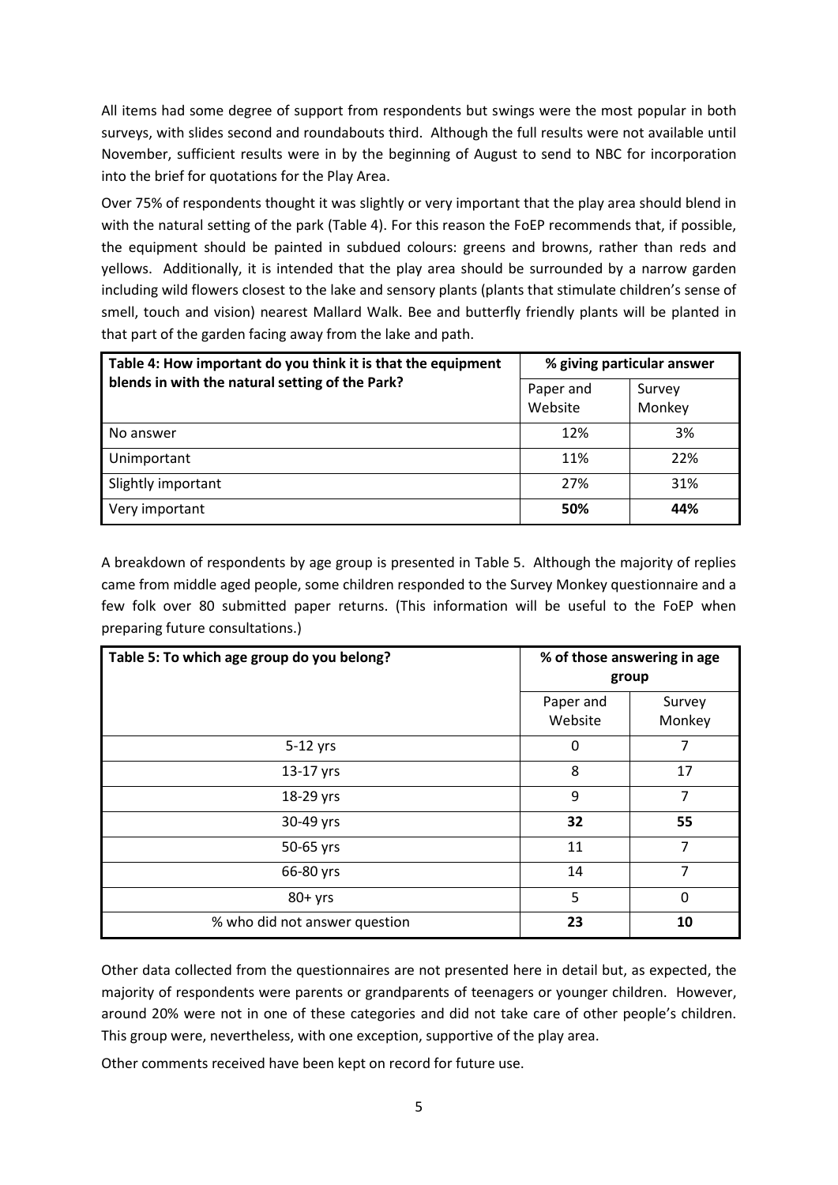All items had some degree of support from respondents but swings were the most popular in both surveys, with slides second and roundabouts third. Although the full results were not available until November, sufficient results were in by the beginning of August to send to NBC for incorporation into the brief for quotations for the Play Area.

Over 75% of respondents thought it was slightly or very important that the play area should blend in with the natural setting of the park (Table 4). For this reason the FoEP recommends that, if possible, the equipment should be painted in subdued colours: greens and browns, rather than reds and yellows. Additionally, it is intended that the play area should be surrounded by a narrow garden including wild flowers closest to the lake and sensory plants (plants that stimulate children's sense of smell, touch and vision) nearest Mallard Walk. Bee and butterfly friendly plants will be planted in that part of the garden facing away from the lake and path.

| **Table 4: How important do you think it is that the equipment blends in with the natural setting of the Park?** | **% giving particular answer** | |
|---|---|---|
| | Paper and Website | Survey Monkey |
| No answer | 12% | 3% |
| Unimportant | 11% | 22% |
| Slightly important | 27% | 31% |
| Very important | **50%** | **44%** |

A breakdown of respondents by age group is presented in Table 5. Although the majority of replies came from middle aged people, some children responded to the Survey Monkey questionnaire and a few folk over 80 submitted paper returns. (This information will be useful to the FoEP when preparing future consultations.)

| **Table 5: To which age group do you belong?** | **% of those answering in age group** | |
|---|---|---|
| | Paper and Website | Survey Monkey |
| 5-12 yrs | 0 | 7 |
| 13-17 yrs | 8 | 17 |
| 18-29 yrs | 9 | 7 |
| 30-49 yrs | **32** | **55** |
| 50-65 yrs | 11 | 7 |
| 66-80 yrs | 14 | 7 |
| 80+ yrs | 5 | 0 |
| % who did not answer question | **23** | **10** |

Other data collected from the questionnaires are not presented here in detail but, as expected, the majority of respondents were parents or grandparents of teenagers or younger children. However, around 20% were not in one of these categories and did not take care of other people's children. This group were, nevertheless, with one exception, supportive of the play area.

Other comments received have been kept on record for future use.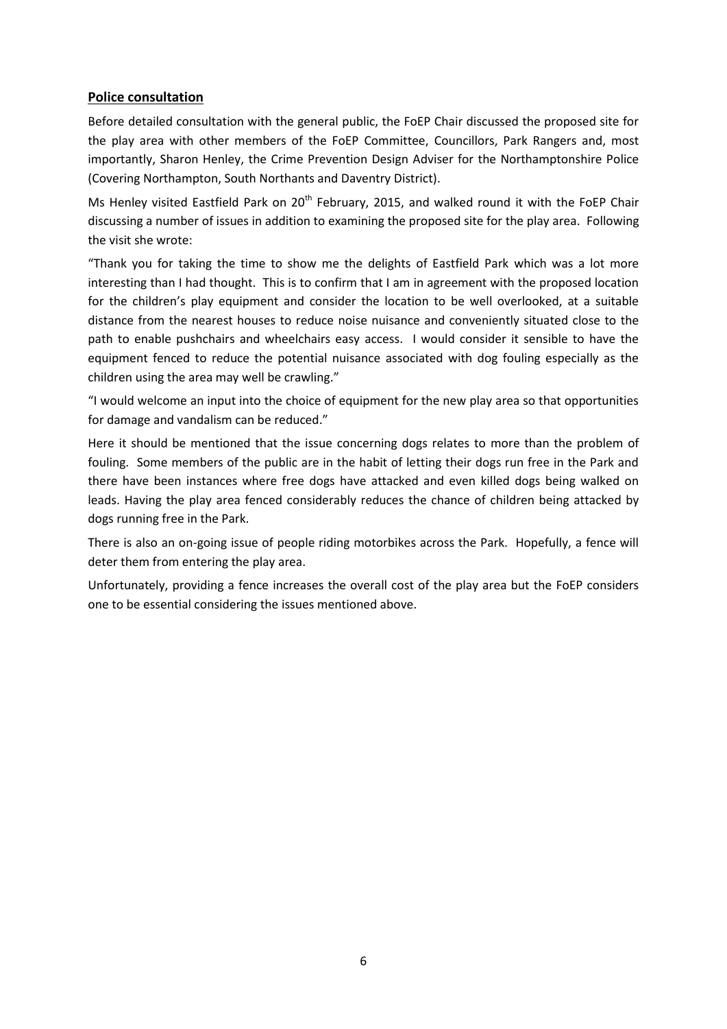## Police consultation

Before detailed consultation with the general public, the FoEP Chair discussed the proposed site for the play area with other members of the FoEP Committee, Councillors, Park Rangers and, most importantly, Sharon Henley, the Crime Prevention Design Adviser for the Northamptonshire Police (Covering Northampton, South Northants and Daventry District).

Ms Henley visited Eastfield Park on 20th February, 2015, and walked round it with the FoEP Chair discussing a number of issues in addition to examining the proposed site for the play area. Following the visit she wrote:

"Thank you for taking the time to show me the delights of Eastfield Park which was a lot more interesting than I had thought. This is to confirm that I am in agreement with the proposed location for the children's play equipment and consider the location to be well overlooked, at a suitable distance from the nearest houses to reduce noise nuisance and conveniently situated close to the path to enable pushchairs and wheelchairs easy access. I would consider it sensible to have the equipment fenced to reduce the potential nuisance associated with dog fouling especially as the children using the area may well be crawling."

"I would welcome an input into the choice of equipment for the new play area so that opportunities for damage and vandalism can be reduced."

Here it should be mentioned that the issue concerning dogs relates to more than the problem of fouling. Some members of the public are in the habit of letting their dogs run free in the Park and there have been instances where free dogs have attacked and even killed dogs being walked on leads. Having the play area fenced considerably reduces the chance of children being attacked by dogs running free in the Park.

There is also an on-going issue of people riding motorbikes across the Park. Hopefully, a fence will deter them from entering the play area.

Unfortunately, providing a fence increases the overall cost of the play area but the FoEP considers one to be essential considering the issues mentioned above.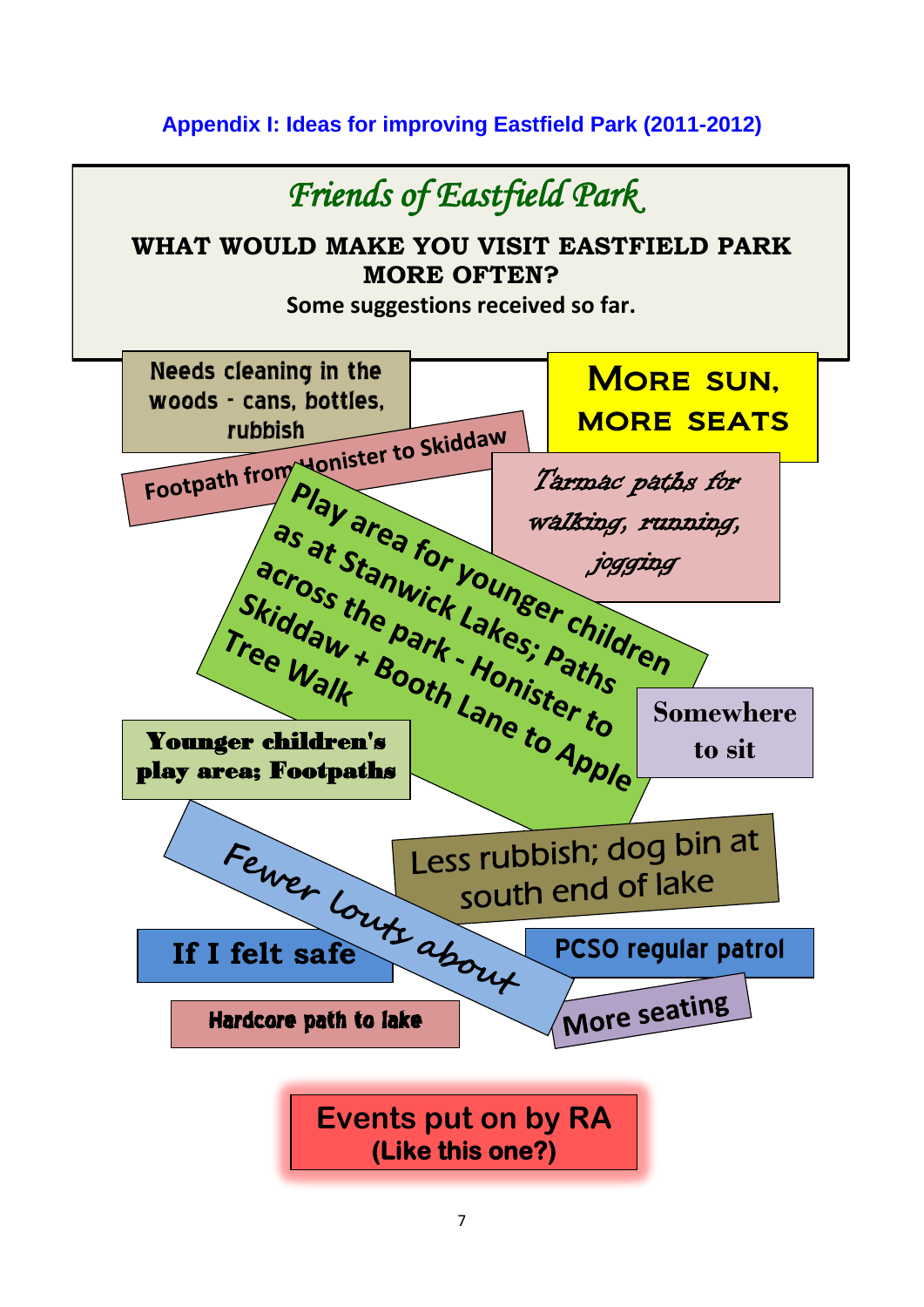**Appendix I: Ideas for improving Eastfield Park (2011-2012)**

# *Friends of Eastfield Park*

**WHAT WOULD MAKE YOU VISIT EASTFIELD PARK MORE OFTEN?**

**Some suggestions received so far.**

- Needs cleaning in the woods - cans, bottles, rubbish
- MORE SUN, MORE SEATS
- Footpath from Honister to Skiddaw
- *Tarmac paths for walking, running, jogging*
- Play area for younger children as at Stanwick Lakes; Paths across the park - Honister to Skiddaw + Booth Lane to Apple Tree Walk
- Somewhere to sit
- Younger children's play area; Footpaths
- Fewer louts about
- Less rubbish; dog bin at south end of lake
- If I felt safe
- PCSO regular patrol
- Hardcore path to lake
- More seating

**Events put on by RA**
**(Like this one?)**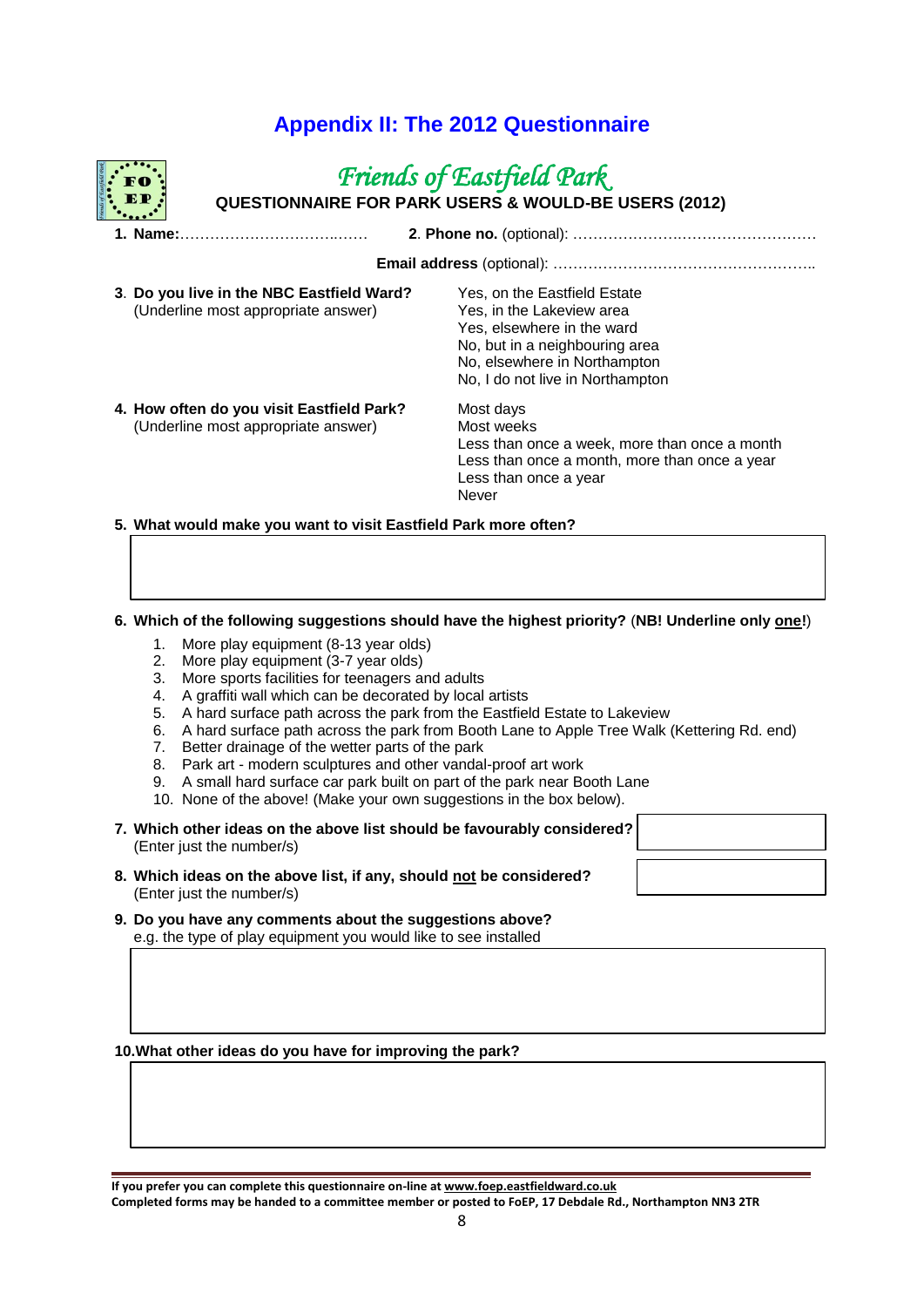# Appendix II: The 2012 Questionnaire

## *Friends of Eastfield Park*

**QUESTIONNAIRE FOR PARK USERS & WOULD-BE USERS (2012)**

**1. Name:**………………………………..…… **2. Phone no.** (optional): ……………………………………………

**Email address** (optional): ……………………………………………..

**3. Do you live in the NBC Eastfield Ward?**
(Underline most appropriate answer)

- Yes, on the Eastfield Estate
- Yes, in the Lakeview area
- Yes, elsewhere in the ward
- No, but in a neighbouring area
- No, elsewhere in Northampton
- No, I do not live in Northampton

**4. How often do you visit Eastfield Park?**
(Underline most appropriate answer)

- Most days
- Most weeks
- Less than once a week, more than once a month
- Less than once a month, more than once a year
- Less than once a year
- Never

**5. What would make you want to visit Eastfield Park more often?**

**6. Which of the following suggestions should have the highest priority?** (**NB! Underline only one!**)

1. More play equipment (8-13 year olds)
2. More play equipment (3-7 year olds)
3. More sports facilities for teenagers and adults
4. A graffiti wall which can be decorated by local artists
5. A hard surface path across the park from the Eastfield Estate to Lakeview
6. A hard surface path across the park from Booth Lane to Apple Tree Walk (Kettering Rd. end)
7. Better drainage of the wetter parts of the park
8. Park art - modern sculptures and other vandal-proof art work
9. A small hard surface car park built on part of the park near Booth Lane
10. None of the above! (Make your own suggestions in the box below).

**7. Which other ideas on the above list should be favourably considered?**
(Enter just the number/s)

**8. Which ideas on the above list, if any, should not be considered?**
(Enter just the number/s)

**9. Do you have any comments about the suggestions above?**
e.g. the type of play equipment you would like to see installed

**10. What other ideas do you have for improving the park?**

**If you prefer you can complete this questionnaire on-line at www.foep.eastfieldward.co.uk**
**Completed forms may be handed to a committee member or posted to FoEP, 17 Debdale Rd., Northampton NN3 2TR**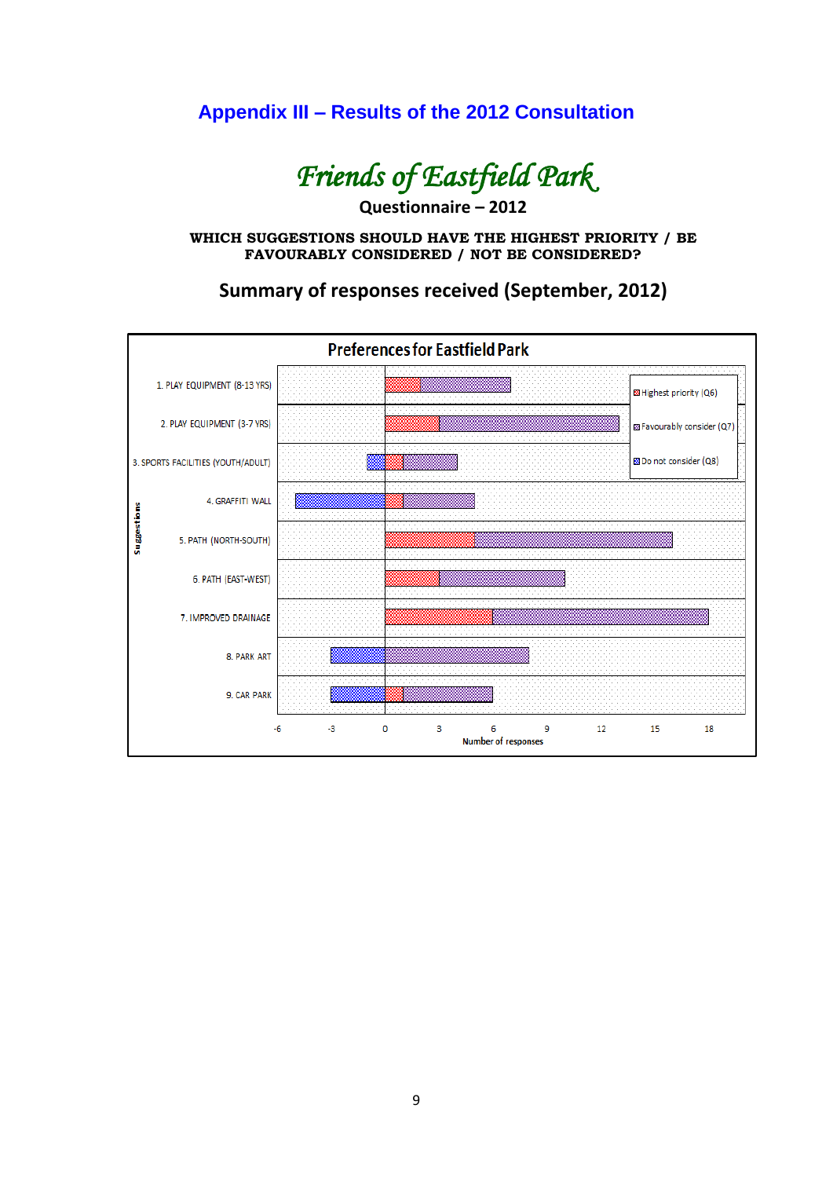# Appendix III – Results of the 2012 Consultation

## *Friends of Eastfield Park*

**Questionnaire – 2012**

**WHICH SUGGESTIONS SHOULD HAVE THE HIGHEST PRIORITY / BE FAVOURABLY CONSIDERED / NOT BE CONSIDERED?**

## Summary of responses received (September, 2012)

**Preferences for Eastfield Park**

| Suggestions | Highest priority (Q6) | Favourably consider (Q7) | Do not consider (Q8) |
|---|---|---|---|
| 1. PLAY EQUIPMENT (8-13 YRS) | 2 | 5 | 0 |
| 2. PLAY EQUIPMENT (3-7 YRS) | 3 | 10 | 0 |
| 3. SPORTS FACILITIES (YOUTH/ADULT) | 1 | 3 | -1 |
| 4. GRAFFITI WALL | 1 | 4 | -5 |
| 5. PATH (NORTH-SOUTH) | 5 | 11 | 0 |
| 6. PATH (EAST-WEST) | 3 | 7 | 0 |
| 7. IMPROVED DRAINAGE | 6 | 12 | 0 |
| 8. PARK ART | 0 | 8 | -3 |
| 9. CAR PARK | 1 | 5 | -3 |

Number of responses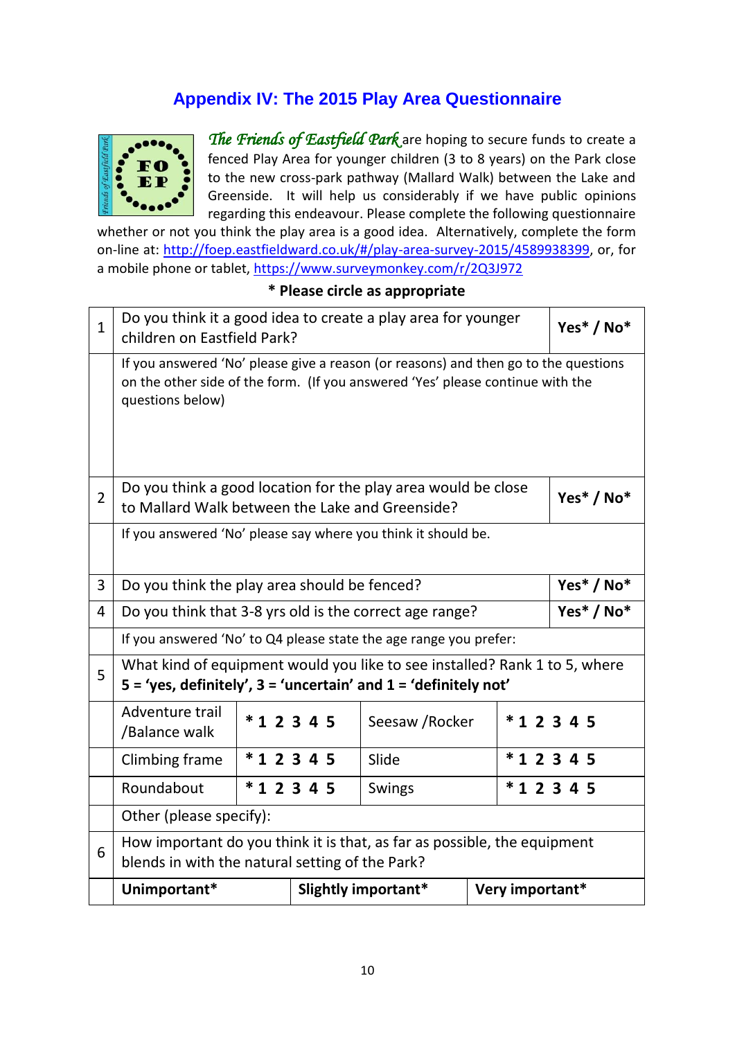## Appendix IV: The 2015 Play Area Questionnaire

FO EP

*The Friends of Eastfield Park* are hoping to secure funds to create a fenced Play Area for younger children (3 to 8 years) on the Park close to the new cross-park pathway (Mallard Walk) between the Lake and Greenside. It will help us considerably if we have public opinions regarding this endeavour. Please complete the following questionnaire whether or not you think the play area is a good idea. Alternatively, complete the form on-line at: http://foep.eastfieldward.co.uk/#/play-area-survey-2015/4589938399, or, for a mobile phone or tablet, https://www.surveymonkey.com/r/2Q3J972

**\* Please circle as appropriate**

| | | | | |
|---|---|---|---|---|
| 1 | Do you think it a good idea to create a play area for younger children on Eastfield Park? | | | **Yes\* / No\*** |
| | If you answered 'No' please give a reason (or reasons) and then go to the questions on the other side of the form. (If you answered 'Yes' please continue with the questions below) | | | |
| 2 | Do you think a good location for the play area would be close to Mallard Walk between the Lake and Greenside? | | | **Yes\* / No\*** |
| | If you answered 'No' please say where you think it should be. | | | |
| 3 | Do you think the play area should be fenced? | | | **Yes\* / No\*** |
| 4 | Do you think that 3-8 yrs old is the correct age range? | | | **Yes\* / No\*** |
| | If you answered 'No' to Q4 please state the age range you prefer: | | | |
| 5 | What kind of equipment would you like to see installed? Rank 1 to 5, where **5 = 'yes, definitely', 3 = 'uncertain' and 1 = 'definitely not'** | | | |
| | Adventure trail /Balance walk | **\* 1 2 3 4 5** | Seesaw /Rocker | **\* 1 2 3 4 5** |
| | Climbing frame | **\* 1 2 3 4 5** | Slide | **\* 1 2 3 4 5** |
| | Roundabout | **\* 1 2 3 4 5** | Swings | **\* 1 2 3 4 5** |
| | Other (please specify): | | | |
| 6 | How important do you think it is that, as far as possible, the equipment blends in with the natural setting of the Park? | | | |
| | **Unimportant\*** | **Slightly important\*** | **Very important\*** | |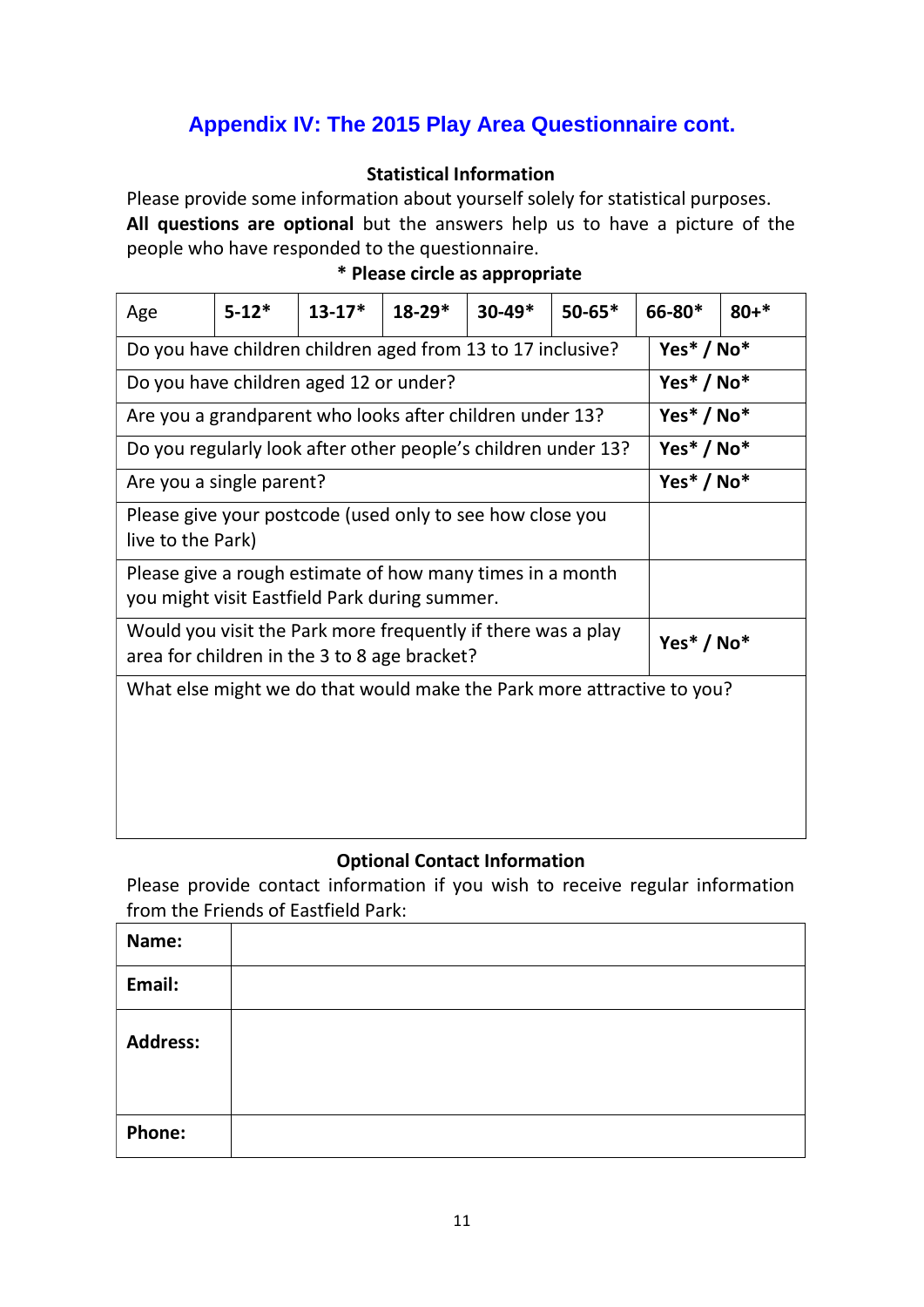## Appendix IV: The 2015 Play Area Questionnaire cont.

**Statistical Information**

Please provide some information about yourself solely for statistical purposes. **All questions are optional** but the answers help us to have a picture of the people who have responded to the questionnaire.

**\* Please circle as appropriate**

| Age | 5-12* | 13-17* | 18-29* | 30-49* | 50-65* | 66-80* | 80+* |
|---|---|---|---|---|---|---|---|
| Do you have children children aged from 13 to 17 inclusive? | | | | | | Yes* / No* | |
| Do you have children aged 12 or under? | | | | | | Yes* / No* | |
| Are you a grandparent who looks after children under 13? | | | | | | Yes* / No* | |
| Do you regularly look after other people's children under 13? | | | | | | Yes* / No* | |
| Are you a single parent? | | | | | | Yes* / No* | |
| Please give your postcode (used only to see how close you live to the Park) | | | | | | | |
| Please give a rough estimate of how many times in a month you might visit Eastfield Park during summer. | | | | | | | |
| Would you visit the Park more frequently if there was a play area for children in the 3 to 8 age bracket? | | | | | | Yes* / No* | |
| What else might we do that would make the Park more attractive to you? | | | | | | | |

**Optional Contact Information**

Please provide contact information if you wish to receive regular information from the Friends of Eastfield Park:

| | |
|---|---|
| **Name:** | |
| **Email:** | |
| **Address:** | |
| **Phone:** | |